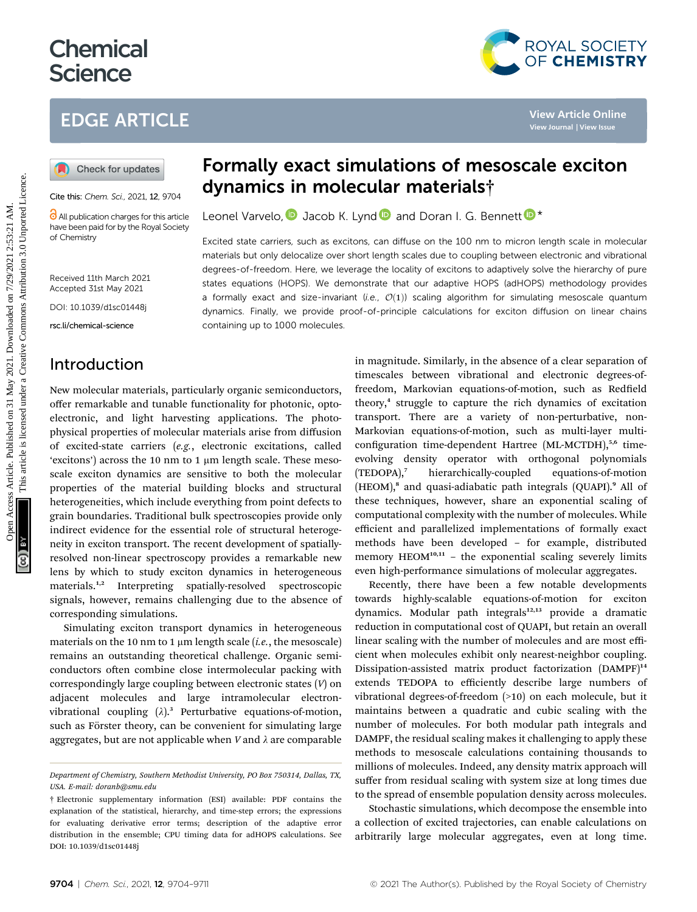# Formally exact simulations of mesoscale exciton dynamics in molecular materials†

Cite this: *Chem. Sci.*, 2021, **12**, 9704

All publication charges for this article have been paid for by the Royal Society of Chemistry

Received 11th March 2021
Accepted 31st May 2021

DOI: 10.1039/d1sc01448j

rsc.li/chemical-science

Leonel Varvelo, Jacob K. Lynd and Doran I. G. Bennett *

Excited state carriers, such as excitons, can diffuse on the 100 nm to micron length scale in molecular materials but only delocalize over short length scales due to coupling between electronic and vibrational degrees-of-freedom. Here, we leverage the locality of excitons to adaptively solve the hierarchy of pure states equations (HOPS). We demonstrate that our adaptive HOPS (adHOPS) methodology provides a formally exact and size-invariant (*i.e.*, $\mathcal{O}(1)$) scaling algorithm for simulating mesoscale quantum dynamics. Finally, we provide proof-of-principle calculations for exciton diffusion on linear chains containing up to 1000 molecules.

## Introduction

New molecular materials, particularly organic semiconductors, offer remarkable and tunable functionality for photonic, optoelectronic, and light harvesting applications. The photophysical properties of molecular materials arise from diffusion of excited-state carriers (*e.g.*, electronic excitations, called 'excitons') across the 10 nm to 1 μm length scale. These mesoscale exciton dynamics are sensitive to both the molecular properties of the material building blocks and structural heterogeneities, which include everything from point defects to grain boundaries. Traditional bulk spectroscopies provide only indirect evidence for the essential role of structural heterogeneity in exciton transport. The recent development of spatially-resolved non-linear spectroscopy provides a remarkable new lens by which to study exciton dynamics in heterogeneous materials.[1,2] Interpreting spatially-resolved spectroscopic signals, however, remains challenging due to the absence of corresponding simulations.

Simulating exciton transport dynamics in heterogeneous materials on the 10 nm to 1 μm length scale (*i.e.*, the mesoscale) remains an outstanding theoretical challenge. Organic semiconductors often combine close intermolecular packing with correspondingly large coupling between electronic states ($V$) on adjacent molecules and large intramolecular electron-vibrational coupling ($\lambda$).[3] Perturbative equations-of-motion, such as Förster theory, can be convenient for simulating large aggregates, but are not applicable when $V$ and $\lambda$ are comparable in magnitude. Similarly, in the absence of a clear separation of timescales between vibrational and electronic degrees-of-freedom, Markovian equations-of-motion, such as Redfield theory,[4] struggle to capture the rich dynamics of excitation transport. There are a variety of non-perturbative, non-Markovian equations-of-motion, such as multi-layer multi-configuration time-dependent Hartree (ML-MCTDH),[5,6] time-evolving density operator with orthogonal polynomials (TEDOPA),[7] hierarchically-coupled equations-of-motion (HEOM),[8] and quasi-adiabatic path integrals (QUAPI).[9] All of these techniques, however, share an exponential scaling of computational complexity with the number of molecules. While efficient and parallelized implementations of formally exact methods have been developed – for example, distributed memory HEOM[10,11] – the exponential scaling severely limits even high-performance simulations of molecular aggregates.

Recently, there have been a few notable developments towards highly-scalable equations-of-motion for exciton dynamics. Modular path integrals[12,13] provide a dramatic reduction in computational cost of QUAPI, but retain an overall linear scaling with the number of molecules and are most efficient when molecules exhibit only nearest-neighbor coupling. Dissipation-assisted matrix product factorization (DAMPF)[14] extends TEDOPA to efficiently describe large numbers of vibrational degrees-of-freedom (>10) on each molecule, but it maintains between a quadratic and cubic scaling with the number of molecules. For both modular path integrals and DAMPF, the residual scaling makes it challenging to apply these methods to mesoscale calculations containing thousands to millions of molecules. Indeed, any density matrix approach will suffer from residual scaling with system size at long times due to the spread of ensemble population density across molecules.

Stochastic simulations, which decompose the ensemble into a collection of excited trajectories, can enable calculations on arbitrarily large molecular aggregates, even at long time.

Department of Chemistry, Southern Methodist University, PO Box 750314, Dallas, TX, USA. E-mail: doranb@smu.edu

† Electronic supplementary information (ESI) available: PDF contains the explanation of the statistical, hierarchy, and time-step errors; the expressions for evaluating derivative error terms; description of the adaptive error distribution in the ensemble; CPU timing data for adHOPS calculations. See DOI: 10.1039/d1sc01448j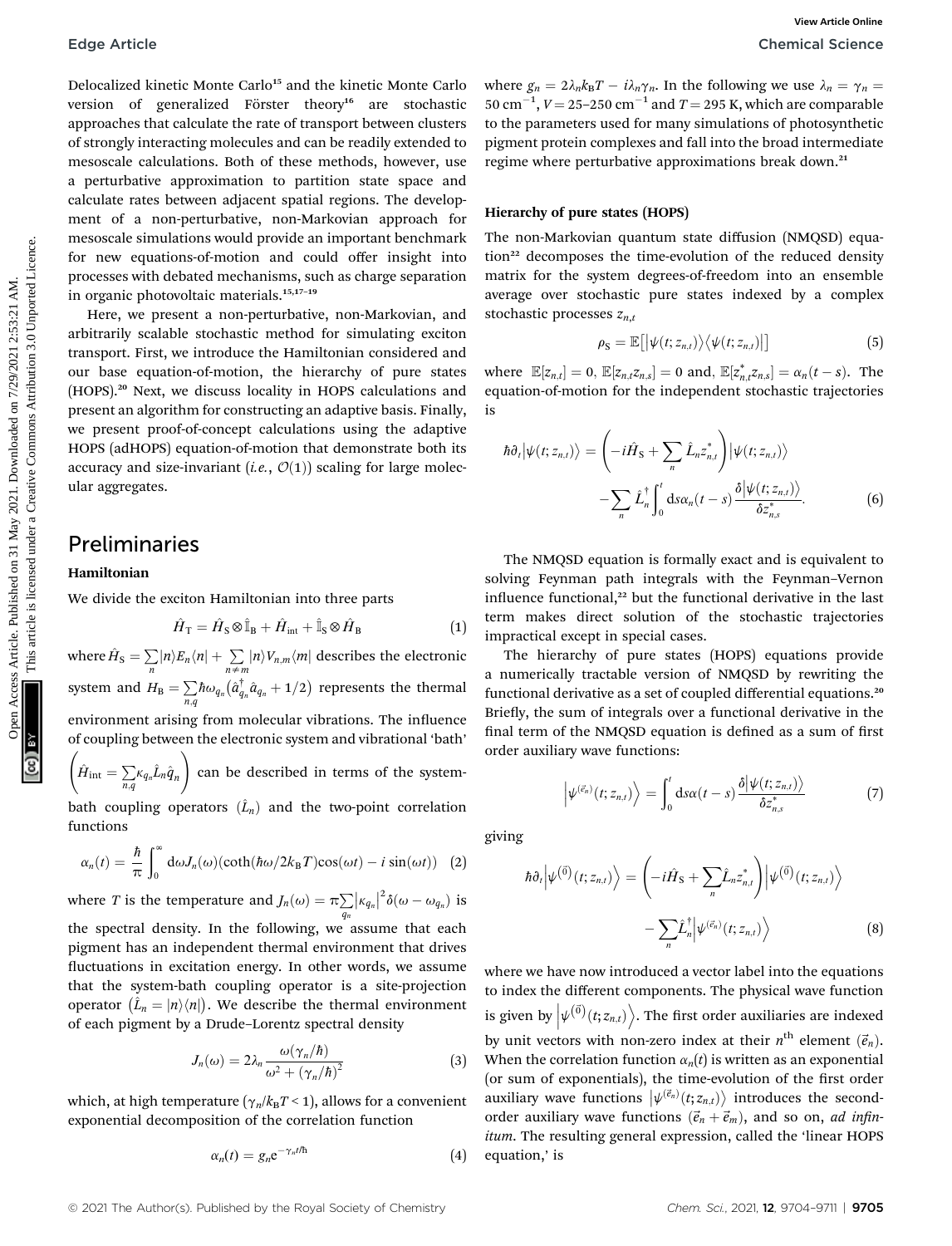Delocalized kinetic Monte Carlo[15] and the kinetic Monte Carlo version of generalized Förster theory[16] are stochastic approaches that calculate the rate of transport between clusters of strongly interacting molecules and can be readily extended to mesoscale calculations. Both of these methods, however, use a perturbative approximation to partition state space and calculate rates between adjacent spatial regions. The development of a non-perturbative, non-Markovian approach for mesoscale simulations would provide an important benchmark for new equations-of-motion and could offer insight into processes with debated mechanisms, such as charge separation in organic photovoltaic materials.[15,17–19]

Here, we present a non-perturbative, non-Markovian, and arbitrarily scalable stochastic method for simulating exciton transport. First, we introduce the Hamiltonian considered and our base equation-of-motion, the hierarchy of pure states (HOPS).[20] Next, we discuss locality in HOPS calculations and present an algorithm for constructing an adaptive basis. Finally, we present proof-of-concept calculations using the adaptive HOPS (adHOPS) equation-of-motion that demonstrate both its accuracy and size-invariant (*i.e.*, $\mathcal{O}(1)$) scaling for large molecular aggregates.

## Preliminaries

### Hamiltonian

We divide the exciton Hamiltonian into three parts

$$\hat{H}_{\mathrm{T}} = \hat{H}_{\mathrm{S}} \otimes \hat{\mathbb{I}}_{\mathrm{B}} + \hat{H}_{\mathrm{int}} + \hat{\mathbb{I}}_{\mathrm{S}} \otimes \hat{H}_{\mathrm{B}} \tag{1}$$

where $\hat{H}_{\mathrm{S}} = \sum_n |n\rangle E_n \langle n| + \sum_{n \neq m} |n\rangle V_{n,m} \langle m|$ describes the electronic system and $H_{\mathrm{B}} = \sum_{n,q} \hbar\omega_{q_n}\left(\hat{a}^{\dagger}_{q_n}\hat{a}_{q_n} + 1/2\right)$ represents the thermal environment arising from molecular vibrations. The influence of coupling between the electronic system and vibrational 'bath' $\left(\hat{H}_{\mathrm{int}} = \sum_{n,q} \kappa_{q_n} \hat{L}_n \hat{q}_n\right)$ can be described in terms of the system-bath coupling operators ($\hat{L}_n$) and the two-point correlation functions

$$\alpha_n(t) = \frac{\hbar}{\pi}\int_0^{\infty} \mathrm{d}\omega J_n(\omega)(\coth(\hbar\omega/2k_{\mathrm{B}}T)\cos(\omega t) - i\sin(\omega t)) \tag{2}$$

where $T$ is the temperature and $J_n(\omega) = \pi \sum_{q_n} |\kappa_{q_n}|^2 \delta(\omega - \omega_{q_n})$ is the spectral density. In the following, we assume that each pigment has an independent thermal environment that drives fluctuations in excitation energy. In other words, we assume that the system-bath coupling operator is a site-projection operator ($\hat{L}_n = |n\rangle\langle n|$). We describe the thermal environment of each pigment by a Drude–Lorentz spectral density

$$J_n(\omega) = 2\lambda_n \frac{\omega(\gamma_n/\hbar)}{\omega^2 + (\gamma_n/\hbar)^2} \tag{3}$$

which, at high temperature ($\gamma_n/k_{\mathrm{B}}T < 1$), allows for a convenient exponential decomposition of the correlation function

$$\alpha_n(t) = g_n e^{-\gamma_n t/\hbar} \tag{4}$$

where $g_n = 2\lambda_n k_{\mathrm{B}}T - i\lambda_n\gamma_n$. In the following we use $\lambda_n = \gamma_n = 50\ \mathrm{cm}^{-1}$, $V = 25$–$250\ \mathrm{cm}^{-1}$ and $T = 295$ K, which are comparable to the parameters used for many simulations of photosynthetic pigment protein complexes and fall into the broad intermediate regime where perturbative approximations break down.[21]

### Hierarchy of pure states (HOPS)

The non-Markovian quantum state diffusion (NMQSD) equation[22] decomposes the time-evolution of the reduced density matrix for the system degrees-of-freedom into an ensemble average over stochastic pure states indexed by a complex stochastic processes $z_{n,t}$

$$\rho_{\mathrm{S}} = \mathbb{E}\left[|\psi(t;z_{n,t})\rangle\langle\psi(t;z_{n,t})|\right] \tag{5}$$

where $\mathbb{E}[z_{n,t}] = 0$, $\mathbb{E}[z_{n,t}z_{n,s}] = 0$ and, $\mathbb{E}[z^{*}_{n,t}z_{n,s}] = \alpha_n(t-s)$. The equation-of-motion for the independent stochastic trajectories is

$$\hbar\partial_t|\psi(t;z_{n,t})\rangle = \left(-i\hat{H}_{\mathrm{S}} + \sum_n \hat{L}_n z^{*}_{n,t}\right)|\psi(t;z_{n,t})\rangle - \sum_n \hat{L}^{\dagger}_n \int_0^t \mathrm{d}s\,\alpha_n(t-s)\frac{\delta|\psi(t;z_{n,t})\rangle}{\delta z^{*}_{n,s}}. \tag{6}$$

The NMQSD equation is formally exact and is equivalent to solving Feynman path integrals with the Feynman–Vernon influence functional,[22] but the functional derivative in the last term makes direct solution of the stochastic trajectories impractical except in special cases.

The hierarchy of pure states (HOPS) equations provide a numerically tractable version of NMQSD by rewriting the functional derivative as a set of coupled differential equations.[20] Briefly, the sum of integrals over a functional derivative in the final term of the NMQSD equation is defined as a sum of first order auxiliary wave functions:

$$\left|\psi^{(\vec{e}_n)}(t;z_{n,t})\right\rangle = \int_0^t \mathrm{d}s\,\alpha(t-s)\frac{\delta|\psi(t;z_{n,t})\rangle}{\delta z^{*}_{n,s}} \tag{7}$$

giving

$$\hbar\partial_t\left|\psi^{(\vec{0})}(t;z_{n,t})\right\rangle = \left(-i\hat{H}_{\mathrm{S}} + \sum_n \hat{L}_n z^{*}_{n,t}\right)\left|\psi^{(\vec{0})}(t;z_{n,t})\right\rangle - \sum_n \hat{L}^{\dagger}_n\left|\psi^{(\vec{e}_n)}(t;z_{n,t})\right\rangle \tag{8}$$

where we have now introduced a vector label into the equations to index the different components. The physical wave function is given by $\left|\psi^{(\vec{0})}(t;z_{n,t})\right\rangle$. The first order auxiliaries are indexed by unit vectors with non-zero index at their $n^{\mathrm{th}}$ element ($\vec{e}_n$). When the correlation function $\alpha_n(t)$ is written as an exponential (or sum of exponentials), the time-evolution of the first order auxiliary wave functions $\left|\psi^{(\vec{e}_n)}(t;z_{n,t})\right\rangle$ introduces the second-order auxiliary wave functions ($\vec{e}_n + \vec{e}_m$), and so on, *ad infinitum*. The resulting general expression, called the 'linear HOPS equation,' is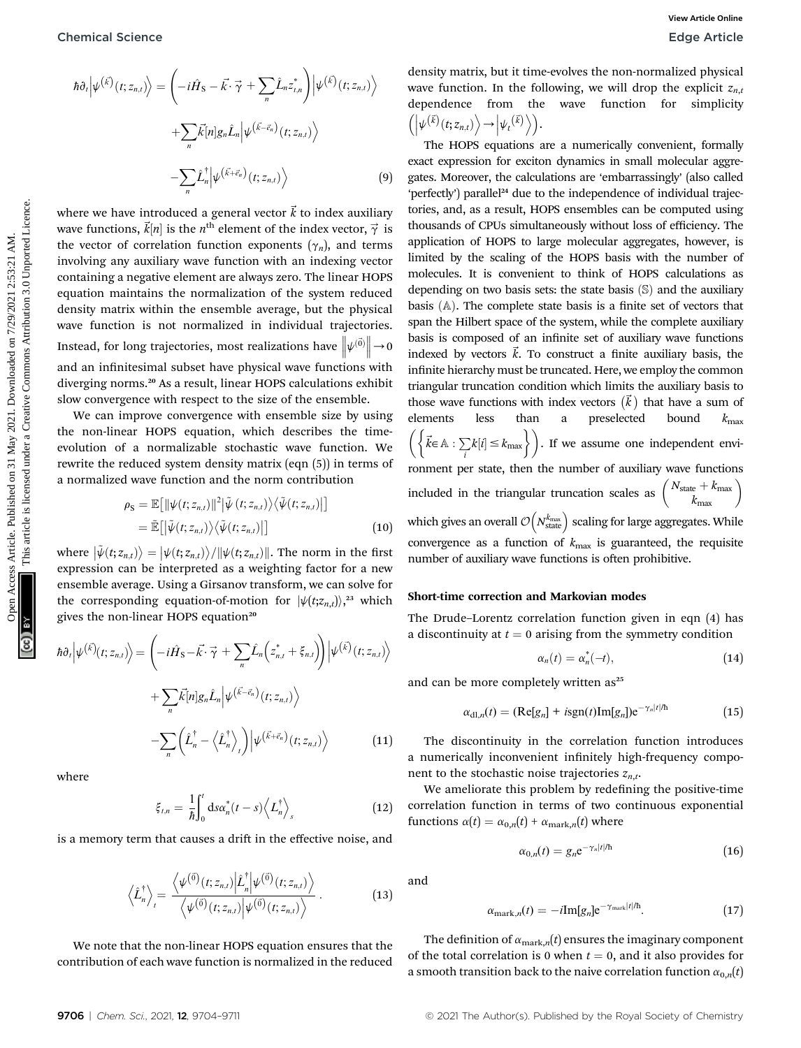$$\hbar\partial_t\left|\psi^{(\vec{k})}(t;z_{n,t})\right\rangle = \left(-i\hat{H}_S - \vec{k}\cdot\vec{\gamma} + \sum_n \hat{L}_n z^*_{t,n}\right)\left|\psi^{(\vec{k})}(t;z_{n,t})\right\rangle$$
$$+\sum_n \vec{k}[n] g_n \hat{L}_n \left|\psi^{(\vec{k}-\vec{e}_n)}(t;z_{n,t})\right\rangle$$
$$-\sum_n \hat{L}^\dagger_n \left|\psi^{(\vec{k}+\vec{e}_n)}(t;z_{n,t})\right\rangle \quad (9)$$

where we have introduced a general vector $\vec{k}$ to index auxiliary wave functions, $\vec{k}[n]$ is the $n^{\text{th}}$ element of the index vector, $\vec{\gamma}$ is the vector of correlation function exponents ($\gamma_n$), and terms involving any auxiliary wave function with an indexing vector containing a negative element are always zero. The linear HOPS equation maintains the normalization of the system reduced density matrix within the ensemble average, but the physical wave function is not normalized in individual trajectories. Instead, for long trajectories, most realizations have $\left\|\psi^{(\vec{0})}\right\| \to 0$ and an infinitesimal subset have physical wave functions with diverging norms.[20] As a result, linear HOPS calculations exhibit slow convergence with respect to the size of the ensemble.

We can improve convergence with ensemble size by using the non-linear HOPS equation, which describes the time-evolution of a normalizable stochastic wave function. We rewrite the reduced system density matrix (eqn (5)) in terms of a normalized wave function and the norm contribution

$$\begin{aligned}\rho_S &= \mathbb{E}\left[\|\psi(t;z_{n,t})\|^2 \left|\tilde{\psi}(t;z_{n,t})\right\rangle\left\langle\tilde{\psi}(t;z_{n,t})\right|\right] \\ &= \tilde{\mathbb{E}}\left[\left|\tilde{\psi}(t;z_{n,t})\right\rangle\left\langle\tilde{\psi}(t;z_{n,t})\right|\right]\end{aligned} \quad (10)$$

where $\left|\tilde{\psi}(t;z_{n,t})\right\rangle = \left|\psi(t;z_{n,t})\right\rangle / \|\psi(t;z_{n,t})\|$. The norm in the first expression can be interpreted as a weighting factor for a new ensemble average. Using a Girsanov transform, we can solve for the corresponding equation-of-motion for $|\psi(t;z_{n,t})\rangle$,[23] which gives the non-linear HOPS equation[20]

$$\hbar\partial_t\left|\psi^{(\vec{k})}(t;z_{n,t})\right\rangle = \left(-i\hat{H}_S - \vec{k}\cdot\vec{\gamma} + \sum_n \hat{L}_n\left(z^*_{n,t} + \xi_{n,t}\right)\right)\left|\psi^{(\vec{k})}(t;z_{n,t})\right\rangle$$
$$+\sum_n \vec{k}[n] g_n \hat{L}_n \left|\psi^{(\vec{k}-\vec{e}_n)}(t;z_{n,t})\right\rangle$$
$$-\sum_n \left(\hat{L}^\dagger_n - \left\langle \hat{L}^\dagger_n\right\rangle_t\right)\left|\psi^{(\vec{k}+\vec{e}_n)}(t;z_{n,t})\right\rangle \quad (11)$$

where

$$\xi_{t,n} = \frac{1}{\hbar}\int_0^t \mathrm{d}s\, \alpha^*_n(t-s)\left\langle \hat{L}^\dagger_n\right\rangle_s \quad (12)$$

is a memory term that causes a drift in the effective noise, and

$$\left\langle \hat{L}^\dagger_n\right\rangle_t = \frac{\left\langle \psi^{(\vec{0})}(t;z_{n,t})\right|\hat{L}^\dagger_n\left|\psi^{(\vec{0})}(t;z_{n,t})\right\rangle}{\left\langle \psi^{(\vec{0})}(t;z_{n,t})\middle|\psi^{(\vec{0})}(t;z_{n,t})\right\rangle}. \quad (13)$$

We note that the non-linear HOPS equation ensures that the contribution of each wave function is normalized in the reduced density matrix, but it time-evolves the non-normalized physical wave function. In the following, we will drop the explicit $z_{n,t}$ dependence from the wave function for simplicity $\left(\left|\psi^{(\vec{k})}(t;z_{n,t})\right\rangle \to \left|\psi^{(\vec{k})}_t\right\rangle\right)$.

The HOPS equations are a numerically convenient, formally exact expression for exciton dynamics in small molecular aggregates. Moreover, the calculations are 'embarrassingly' (also called 'perfectly') parallel[24] due to the independence of individual trajectories, and, as a result, HOPS ensembles can be computed using thousands of CPUs simultaneously without loss of efficiency. The application of HOPS to large molecular aggregates, however, is limited by the scaling of the HOPS basis with the number of molecules. It is convenient to think of HOPS calculations as depending on two basis sets: the state basis ($\mathbb{S}$) and the auxiliary basis ($\mathbb{A}$). The complete state basis is a finite set of vectors that span the Hilbert space of the system, while the complete auxiliary basis is composed of an infinite set of auxiliary wave functions indexed by vectors $\vec{k}$. To construct a finite auxiliary basis, the infinite hierarchy must be truncated. Here, we employ the common triangular truncation condition which limits the auxiliary basis to those wave functions with index vectors $(\vec{k})$ that have a sum of elements less than a preselected bound $k_{\max}$ $\left(\left\{\vec{k} \in \mathbb{A} : \sum_i k[i] \le k_{\max}\right\}\right)$. If we assume one independent environment per state, then the number of auxiliary wave functions included in the triangular truncation scales as $\binom{N_{\text{state}} + k_{\max}}{k_{\max}}$ which gives an overall $\mathcal{O}\left(N_{\text{state}}^{k_{\max}}\right)$ scaling for large aggregates. While convergence as a function of $k_{\max}$ is guaranteed, the requisite number of auxiliary wave functions is often prohibitive.

## Short-time correction and Markovian modes

The Drude–Lorentz correlation function given in eqn (4) has a discontinuity at $t = 0$ arising from the symmetry condition

$$\alpha_n(t) = \alpha^*_n(-t), \quad (14)$$

and can be more completely written as[25]

$$\alpha_{\text{dl},n}(t) = (\text{Re}[g_n] + i\,\text{sgn}(t)\text{Im}[g_n])e^{-\gamma_n|t|/\hbar} \quad (15)$$

The discontinuity in the correlation function introduces a numerically inconvenient infinitely high-frequency component to the stochastic noise trajectories $z_{n,t}$.

We ameliorate this problem by redefining the positive-time correlation function in terms of two continuous exponential functions $\alpha(t) = \alpha_{0,n}(t) + \alpha_{\text{mark},n}(t)$ where

$$\alpha_{0,n}(t) = g_n e^{-\gamma_n|t|/\hbar} \quad (16)$$

and

$$\alpha_{\text{mark},n}(t) = -i\text{Im}[g_n]e^{-\gamma_{\text{mark}}|t|/\hbar}. \quad (17)$$

The definition of $\alpha_{\text{mark},n}(t)$ ensures the imaginary component of the total correlation is 0 when $t = 0$, and it also provides for a smooth transition back to the naive correlation function $\alpha_{0,n}(t)$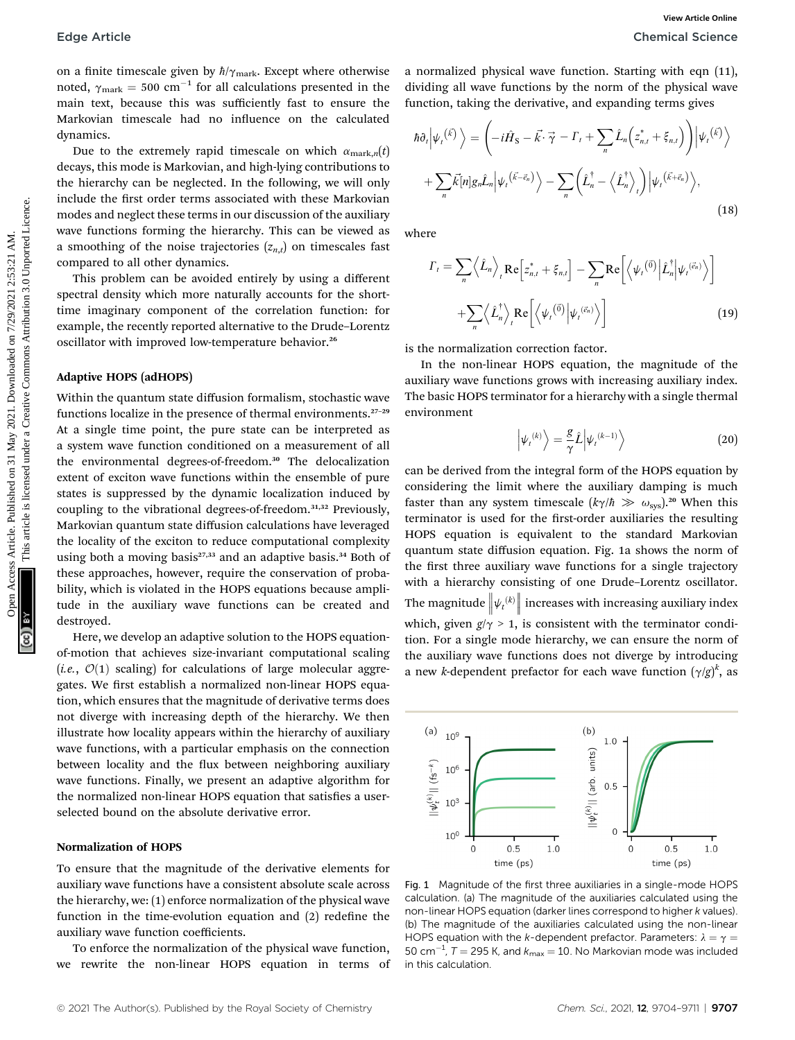on a finite timescale given by $\hbar/\gamma_{\text{mark}}$. Except where otherwise noted, $\gamma_{\text{mark}} = 500\ \text{cm}^{-1}$ for all calculations presented in the main text, because this was sufficiently fast to ensure the Markovian timescale had no influence on the calculated dynamics.

Due to the extremely rapid timescale on which $\alpha_{\text{mark},n}(t)$ decays, this mode is Markovian, and high-lying contributions to the hierarchy can be neglected. In the following, we will only include the first order terms associated with these Markovian modes and neglect these terms in our discussion of the auxiliary wave functions forming the hierarchy. This can be viewed as a smoothing of the noise trajectories ($z_{n,t}$) on timescales fast compared to all other dynamics.

This problem can be avoided entirely by using a different spectral density which more naturally accounts for the short-time imaginary component of the correlation function: for example, the recently reported alternative to the Drude–Lorentz oscillator with improved low-temperature behavior.[26]

### Adaptive HOPS (adHOPS)

Within the quantum state diffusion formalism, stochastic wave functions localize in the presence of thermal environments.[27–29] At a single time point, the pure state can be interpreted as a system wave function conditioned on a measurement of all the environmental degrees-of-freedom.[30] The delocalization extent of exciton wave functions within the ensemble of pure states is suppressed by the dynamic localization induced by coupling to the vibrational degrees-of-freedom.[31,32] Previously, Markovian quantum state diffusion calculations have leveraged the locality of the exciton to reduce computational complexity using both a moving basis[27,33] and an adaptive basis.[34] Both of these approaches, however, require the conservation of probability, which is violated in the HOPS equations because amplitude in the auxiliary wave functions can be created and destroyed.

Here, we develop an adaptive solution to the HOPS equation-of-motion that achieves size-invariant computational scaling (*i.e.*, $\mathcal{O}(1)$ scaling) for calculations of large molecular aggregates. We first establish a normalized non-linear HOPS equation, which ensures that the magnitude of derivative terms does not diverge with increasing depth of the hierarchy. We then illustrate how locality appears within the hierarchy of auxiliary wave functions, with a particular emphasis on the connection between locality and the flux between neighboring auxiliary wave functions. Finally, we present an adaptive algorithm for the normalized non-linear HOPS equation that satisfies a user-selected bound on the absolute derivative error.

### Normalization of HOPS

To ensure that the magnitude of the derivative elements for auxiliary wave functions have a consistent absolute scale across the hierarchy, we: (1) enforce normalization of the physical wave function in the time-evolution equation and (2) redefine the auxiliary wave function coefficients.

To enforce the normalization of the physical wave function, we rewrite the non-linear HOPS equation in terms of a normalized physical wave function. Starting with eqn (11), dividing all wave functions by the norm of the physical wave function, taking the derivative, and expanding terms gives

$$\hbar\partial_t\left|\psi_t^{(\vec{k})}\right\rangle = \left(-i\hat{H}_S - \vec{k}\cdot\vec{\gamma} - \Gamma_t + \sum_n \hat{L}_n\left(z^*_{n,t} + \xi_{n,t}\right)\right)\left|\psi_t^{(\vec{k})}\right\rangle + \sum_n \vec{k}[n]g_n\hat{L}_n\left|\psi_t^{(\vec{k}-\vec{e}_n)}\right\rangle - \sum_n\left(\hat{L}_n^\dagger - \left\langle\hat{L}_n^\dagger\right\rangle_t\right)\left|\psi_t^{(\vec{k}+\vec{e}_n)}\right\rangle, \tag{18}$$

where

$$\Gamma_t = \sum_n\left\langle\hat{L}_n\right\rangle_t \text{Re}\left[z^*_{n,t} + \xi_{n,t}\right] - \sum_n \text{Re}\left[\left\langle\psi_t^{(\vec{0})}\middle|\hat{L}_n^\dagger\middle|\psi_t^{(\vec{e}_n)}\right\rangle\right] + \sum_n\left\langle\hat{L}_n^\dagger\right\rangle_t \text{Re}\left[\left\langle\psi_t^{(\vec{0})}\middle|\psi_t^{(\vec{e}_n)}\right\rangle\right] \tag{19}$$

is the normalization correction factor.

In the non-linear HOPS equation, the magnitude of the auxiliary wave functions grows with increasing auxiliary index. The basic HOPS terminator for a hierarchy with a single thermal environment

$$\left|\psi_t^{(k)}\right\rangle = \frac{g}{\gamma}\hat{L}\left|\psi_t^{(k-1)}\right\rangle \tag{20}$$

can be derived from the integral form of the HOPS equation by considering the limit where the auxiliary damping is much faster than any system timescale ($k\gamma/\hbar \gg \omega_{\text{sys}}$).[20] When this terminator is used for the first-order auxiliaries the resulting HOPS equation is equivalent to the standard Markovian quantum state diffusion equation. Fig. 1a shows the norm of the first three auxiliary wave functions for a single trajectory with a hierarchy consisting of one Drude–Lorentz oscillator. The magnitude $\left\|\psi_t^{(k)}\right\|$ increases with increasing auxiliary index which, given $g/\gamma > 1$, is consistent with the terminator condition. For a single mode hierarchy, we can ensure the norm of the auxiliary wave functions does not diverge by introducing a new $k$-dependent prefactor for each wave function $(\gamma/g)^k$, as

Fig. 1 Magnitude of the first three auxiliaries in a single-mode HOPS calculation. (a) The magnitude of the auxiliaries calculated using the non-linear HOPS equation (darker lines correspond to higher $k$ values). (b) The magnitude of the auxiliaries calculated using the non-linear HOPS equation with the $k$-dependent prefactor. Parameters: $\lambda = \gamma = 50\ \text{cm}^{-1}$, $T = 295$ K, and $k_{\text{max}} = 10$. No Markovian mode was included in this calculation.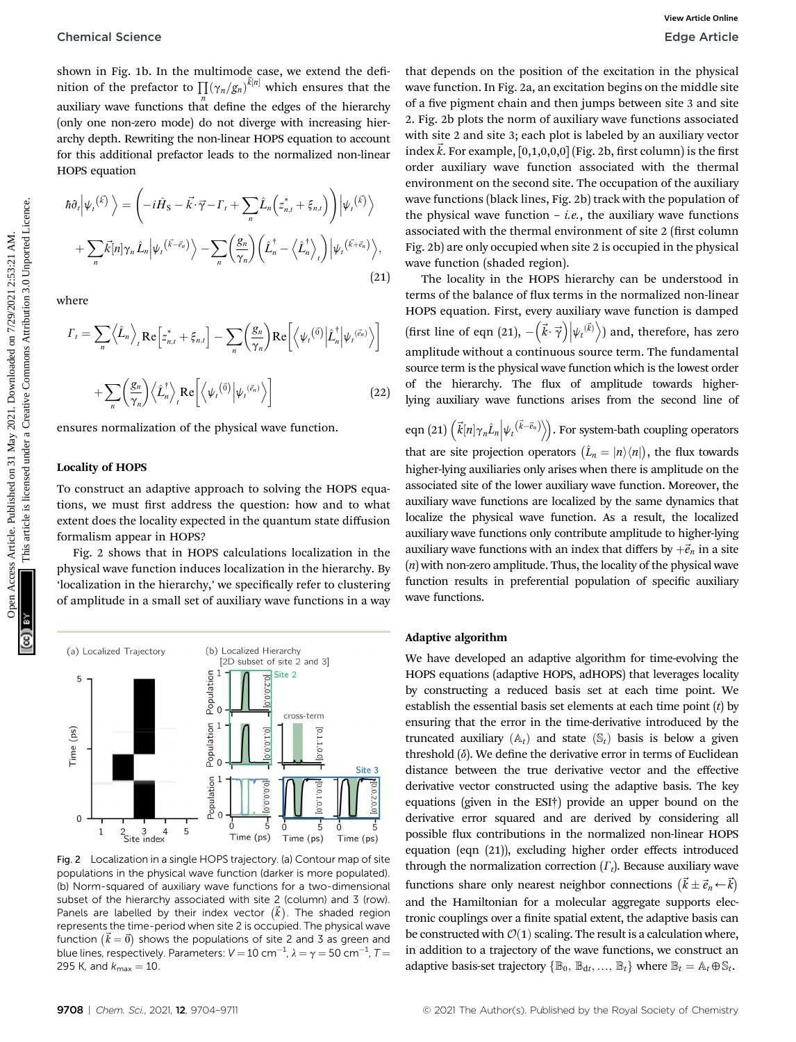shown in Fig. 1b. In the multimode case, we extend the definition of the prefactor to $\prod_n (\gamma_n/g_n)^{\vec{k}[n]}$ which ensures that the auxiliary wave functions that define the edges of the hierarchy (only one non-zero mode) do not diverge with increasing hierarchy depth. Rewriting the non-linear HOPS equation to account for this additional prefactor leads to the normalized non-linear HOPS equation

$$\hbar\partial_t\left|\psi_t^{(\vec{k})}\right\rangle = \left(-i\hat{H}_S - \vec{k}\cdot\vec{\gamma} - \Gamma_t + \sum_n \hat{L}_n\left(z_{n,t}^* + \xi_{n,t}\right)\right)\left|\psi_t^{(\vec{k})}\right\rangle + \sum_n \vec{k}[n]\gamma_n\hat{L}_n\left|\psi_t^{(\vec{k}-\vec{e}_n)}\right\rangle - \sum_n\left(\frac{g_n}{\gamma_n}\right)\left(\hat{L}_n^\dagger - \left\langle\hat{L}_n^\dagger\right\rangle_t\right)\left|\psi_t^{(\vec{k}+\vec{e}_n)}\right\rangle, \tag{21}$$

where

$$\Gamma_t = \sum_n \left\langle\hat{L}_n\right\rangle_t \mathrm{Re}\left[z_{n,t}^* + \xi_{n,t}\right] - \sum_n\left(\frac{g_n}{\gamma_n}\right)\mathrm{Re}\left[\left\langle\psi_t^{(\vec{0})}\middle|\hat{L}_n^\dagger\middle|\psi_t^{(\vec{e}_n)}\right\rangle\right] + \sum_n\left(\frac{g_n}{\gamma_n}\right)\left\langle\hat{L}_n^\dagger\right\rangle_t \mathrm{Re}\left[\left\langle\psi_t^{(\vec{0})}\middle|\psi_t^{(\vec{e}_n)}\right\rangle\right] \tag{22}$$

ensures normalization of the physical wave function.

### Locality of HOPS

To construct an adaptive approach to solving the HOPS equations, we must first address the question: how and to what extent does the locality expected in the quantum state diffusion formalism appear in HOPS?

Fig. 2 shows that in HOPS calculations localization in the physical wave function induces localization in the hierarchy. By 'localization in the hierarchy,' we specifically refer to clustering of amplitude in a small set of auxiliary wave functions in a way that depends on the position of the excitation in the physical wave function. In Fig. 2a, an excitation begins on the middle site of a five pigment chain and then jumps between site 3 and site 2. Fig. 2b plots the norm of auxiliary wave functions associated with site 2 and site 3; each plot is labeled by an auxiliary vector index $\vec{k}$. For example, [0,1,0,0,0] (Fig. 2b, first column) is the first order auxiliary wave function associated with the thermal environment on the second site. The occupation of the auxiliary wave functions (black lines, Fig. 2b) track with the population of the physical wave function – *i.e.*, the auxiliary wave functions associated with the thermal environment of site 2 (first column Fig. 2b) are only occupied when site 2 is occupied in the physical wave function (shaded region).

Fig. 2 Localization in a single HOPS trajectory. (a) Contour map of site populations in the physical wave function (darker is more populated). (b) Norm-squared of auxiliary wave functions for a two-dimensional subset of the hierarchy associated with site 2 (column) and 3 (row). Panels are labelled by their index vector ($\vec{k}$). The shaded region represents the time-period when site 2 is occupied. The physical wave function ($\vec{k} = \vec{0}$) shows the populations of site 2 and 3 as green and blue lines, respectively. Parameters: $V = 10$ cm$^{-1}$, $\lambda = \gamma = 50$ cm$^{-1}$, $T = 295$ K, and $k_{max} = 10$.

The locality in the HOPS hierarchy can be understood in terms of the balance of flux terms in the normalized non-linear HOPS equation. First, every auxiliary wave function is damped (first line of eqn (21), $-\left(\vec{k}\cdot\vec{\gamma}\right)\left|\psi_t^{(\vec{k})}\right\rangle$) and, therefore, has zero amplitude without a continuous source term. The fundamental source term is the physical wave function which is the lowest order of the hierarchy. The flux of amplitude towards higher-lying auxiliary wave functions arises from the second line of eqn (21) $\left(\vec{k}[n]\gamma_n\hat{L}_n\left|\psi_t^{(\vec{k}-\vec{e}_n)}\right\rangle\right)$. For system-bath coupling operators that are site projection operators $\left(\hat{L}_n = |n\rangle\langle n|\right)$, the flux towards higher-lying auxiliaries only arises when there is amplitude on the associated site of the lower auxiliary wave function. Moreover, the auxiliary wave functions are localized by the same dynamics that localize the physical wave function. As a result, the localized auxiliary wave functions only contribute amplitude to higher-lying auxiliary wave functions with an index that differs by $+\vec{e}_n$ in a site ($n$) with non-zero amplitude. Thus, the locality of the physical wave function results in preferential population of specific auxiliary wave functions.

### Adaptive algorithm

We have developed an adaptive algorithm for time-evolving the HOPS equations (adaptive HOPS, adHOPS) that leverages locality by constructing a reduced basis set at each time point. We establish the essential basis set at each time point ($t$) by ensuring that the error in the time-derivative introduced by the truncated auxiliary ($\mathbb{A}_t$) and state ($\mathbb{S}_t$) basis is below a given threshold ($\delta$). We define the derivative error in terms of Euclidean distance between the true derivative vector and the effective derivative vector constructed using the adaptive basis. The key equations (given in the ESI†) provide an upper bound on the derivative error squared and are derived by considering all possible flux contributions in the normalized non-linear HOPS equation (eqn (21)), excluding higher order effects introduced through the normalization correction ($\Gamma_t$). Because auxiliary wave functions share only nearest neighbor connections $\left(\vec{k}\pm\vec{e}_n \leftarrow \vec{k}\right)$ and the Hamiltonian for a molecular aggregate supports electronic couplings over a finite spatial extent, the adaptive basis can be constructed with $\mathcal{O}(1)$ scaling. The result is a calculation where, in addition to a trajectory of the wave functions, we construct an adaptive basis-set trajectory $\{\mathbb{B}_0, \mathbb{B}_{dt}, \ldots, \mathbb{B}_t\}$ where $\mathbb{B}_t = \mathbb{A}_t \oplus \mathbb{S}_t$.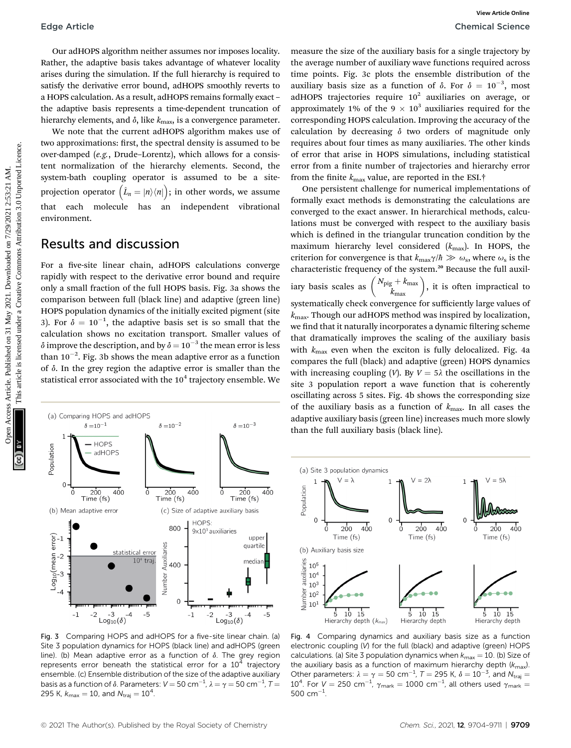Our adHOPS algorithm neither assumes nor imposes locality. Rather, the adaptive basis takes advantage of whatever locality arises during the simulation. If the full hierarchy is required to satisfy the derivative error bound, adHOPS smoothly reverts to a HOPS calculation. As a result, adHOPS remains formally exact – the adaptive basis represents a time-dependent truncation of hierarchy elements, and $\delta$, like $k_{max}$, is a convergence parameter.

We note that the current adHOPS algorithm makes use of two approximations: first, the spectral density is assumed to be over-damped (*e.g.*, Drude–Lorentz), which allows for a consistent normalization of the hierarchy elements. Second, the system-bath coupling operator is assumed to be a site-projection operator $\left(\hat{L}_n = |n\rangle\langle n|\right)$; in other words, we assume that each molecule has an independent vibrational environment.

## Results and discussion

For a five-site linear chain, adHOPS calculations converge rapidly with respect to the derivative error bound and require only a small fraction of the full HOPS basis. Fig. 3a shows the comparison between full (black line) and adaptive (green line) HOPS population dynamics of the initially excited pigment (site 3). For $\delta = 10^{-1}$, the adaptive basis set is so small that the calculation shows no excitation transport. Smaller values of $\delta$ improve the description, and by $\delta = 10^{-3}$ the mean error is less than $10^{-2}$. Fig. 3b shows the mean adaptive error as a function of $\delta$. In the grey region the adaptive error is smaller than the statistical error associated with the $10^4$ trajectory ensemble. We measure the size of the auxiliary basis for a single trajectory by the average number of auxiliary wave functions required across time points. Fig. 3c plots the ensemble distribution of the auxiliary basis size as a function of $\delta$. For $\delta = 10^{-3}$, most adHOPS trajectories require $10^2$ auxiliaries on average, or approximately 1% of the $9 \times 10^3$ auxiliaries required for the corresponding HOPS calculation. Improving the accuracy of the calculation by decreasing $\delta$ two orders of magnitude only requires about four times as many auxiliaries. The other kinds of error that arise in HOPS simulations, including statistical error from a finite number of trajectories and hierarchy error from the finite $k_{max}$ value, are reported in the ESI.†

Fig. 3 Comparing HOPS and adHOPS for a five-site linear chain. (a) Site 3 population dynamics for HOPS (black line) and adHOPS (green line). (b) Mean adaptive error as a function of $\delta$. The grey region represents error beneath the statistical error for a $10^4$ trajectory ensemble. (c) Ensemble distribution of the size of the adaptive auxiliary basis as a function of $\delta$. Parameters: $V = 50$ cm$^{-1}$, $\lambda = \gamma = 50$ cm$^{-1}$, $T = 295$ K, $k_{max} = 10$, and $N_{traj} = 10^4$.

One persistent challenge for numerical implementations of formally exact methods is demonstrating the calculations are converged to the exact answer. In hierarchical methods, calculations must be converged with respect to the auxiliary basis which is defined in the triangular truncation condition by the maximum hierarchy level considered ($k_{max}$). In HOPS, the criterion for convergence is that $k_{max}\gamma/\hbar \gg \omega_s$, where $\omega_s$ is the characteristic frequency of the system.[20] Because the full auxiliary basis scales as $\binom{N_{pig} + k_{max}}{k_{max}}$, it is often impractical to systematically check convergence for sufficiently large values of $k_{max}$. Though our adHOPS method was inspired by localization, we find that it naturally incorporates a dynamic filtering scheme that dramatically improves the scaling of the auxiliary basis with $k_{max}$ even when the exciton is fully delocalized. Fig. 4a compares the full (black) and adaptive (green) HOPS dynamics with increasing coupling ($V$). By $V = 5\lambda$ the oscillations in the site 3 population report a wave function that is coherently oscillating across 5 sites. Fig. 4b shows the corresponding size of the auxiliary basis as a function of $k_{max}$. In all cases the adaptive auxiliary basis (green line) increases much more slowly than the full auxiliary basis (black line).

Fig. 4 Comparing dynamics and auxiliary basis size as a function electronic coupling ($V$) for the full (black) and adaptive (green) HOPS calculations. (a) Site 3 population dynamics when $k_{max} = 10$. (b) Size of the auxiliary basis as a function of maximum hierarchy depth ($k_{max}$). Other parameters: $\lambda = \gamma = 50$ cm$^{-1}$, $T = 295$ K, $\delta = 10^{-3}$, and $N_{traj} = 10^4$. For $V = 250$ cm$^{-1}$, $\gamma_{mark} = 1000$ cm$^{-1}$, all others used $\gamma_{mark} = 500$ cm$^{-1}$.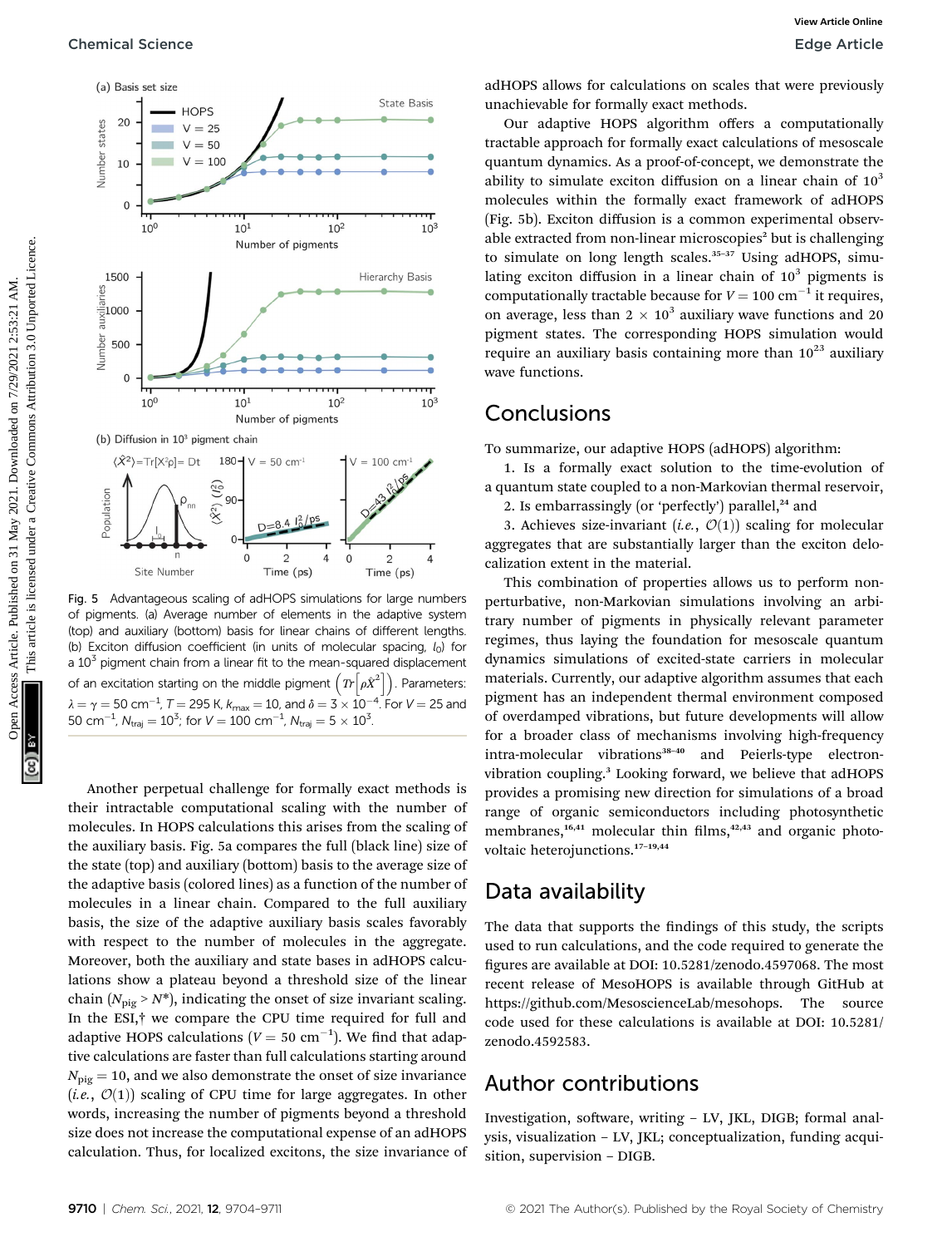Fig. 5 Advantageous scaling of adHOPS simulations for large numbers of pigments. (a) Average number of elements in the adaptive system (top) and auxiliary (bottom) basis for linear chains of different lengths. (b) Exciton diffusion coefficient (in units of molecular spacing, $l_0$) for a $10^3$ pigment chain from a linear fit to the mean-squared displacement of an excitation starting on the middle pigment $\left(Tr\left[\rho\hat{X}^2\right]\right)$. Parameters: $\lambda = \gamma = 50$ cm$^{-1}$, $T = 295$ K, $k_{max} = 10$, and $\delta = 3 \times 10^{-4}$. For $V = 25$ and 50 cm$^{-1}$, $N_{traj} = 10^3$; for $V = 100$ cm$^{-1}$, $N_{traj} = 5 \times 10^3$.

Another perpetual challenge for formally exact methods is their intractable computational scaling with the number of molecules. In HOPS calculations this arises from the scaling of the auxiliary basis. Fig. 5a compares the full (black line) size of the state (top) and auxiliary (bottom) basis to the average size of the adaptive basis (colored lines) as a function of the number of molecules in a linear chain. Compared to the full auxiliary basis, the size of the adaptive auxiliary basis scales favorably with respect to the number of molecules in the aggregate. Moreover, both the auxiliary and state bases in adHOPS calculations show a plateau beyond a threshold size of the linear chain ($N_{pig} > N^*$), indicating the onset of size invariant scaling. In the ESI,† we compare the CPU time required for full and adaptive HOPS calculations ($V = 50$ cm$^{-1}$). We find that adaptive calculations are faster than full calculations starting around $N_{pig} = 10$, and we also demonstrate the onset of size invariance (*i.e.*, $\mathcal{O}(1)$) scaling of CPU time for large aggregates. In other words, increasing the number of pigments beyond a threshold size does not increase the computational expense of an adHOPS calculation. Thus, for localized excitons, the size invariance of adHOPS allows for calculations on scales that were previously unachievable for formally exact methods.

Our adaptive HOPS algorithm offers a computationally tractable approach for formally exact calculations of mesoscale quantum dynamics. As a proof-of-concept, we demonstrate the ability to simulate exciton diffusion on a linear chain of $10^3$ molecules within the formally exact framework of adHOPS (Fig. 5b). Exciton diffusion is a common experimental observable extracted from non-linear microscopies[2] but is challenging to simulate on long length scales.[35–37] Using adHOPS, simulating exciton diffusion in a linear chain of $10^3$ pigments is computationally tractable because for $V = 100$ cm$^{-1}$ it requires, on average, less than $2 \times 10^3$ auxiliary wave functions and 20 pigment states. The corresponding HOPS simulation would require an auxiliary basis containing more than $10^{23}$ auxiliary wave functions.

## Conclusions

To summarize, our adaptive HOPS (adHOPS) algorithm:

1. Is a formally exact solution to the time-evolution of a quantum state coupled to a non-Markovian thermal reservoir,
2. Is embarrassingly (or 'perfectly') parallel,[24] and
3. Achieves size-invariant (*i.e.*, $\mathcal{O}(1)$) scaling for molecular aggregates that are substantially larger than the exciton delocalization extent in the material.

This combination of properties allows us to perform non-perturbative, non-Markovian simulations involving an arbitrary number of pigments in physically relevant parameter regimes, thus laying the foundation for mesoscale quantum dynamics simulations of excited-state carriers in molecular materials. Currently, our adaptive algorithm assumes that each pigment has an independent thermal environment composed of overdamped vibrations, but future developments will allow for a broader class of mechanisms involving high-frequency intra-molecular vibrations[38–40] and Peierls-type electron-vibration coupling.[3] Looking forward, we believe that adHOPS provides a promising new direction for simulations of a broad range of organic semiconductors including photosynthetic membranes,[16,41] molecular thin films,[42,43] and organic photovoltaic heterojunctions.[17–19,44]

## Data availability

The data that supports the findings of this study, the scripts used to run calculations, and the code required to generate the figures are available at DOI: 10.5281/zenodo.4597068. The most recent release of MesoHOPS is available through GitHub at https://github.com/MesoscienceLab/mesohops. The source code used for these calculations is available at DOI: 10.5281/zenodo.4592583.

## Author contributions

Investigation, software, writing – LV, JKL, DIGB; formal analysis, visualization – LV, JKL; conceptualization, funding acquisition, supervision – DIGB.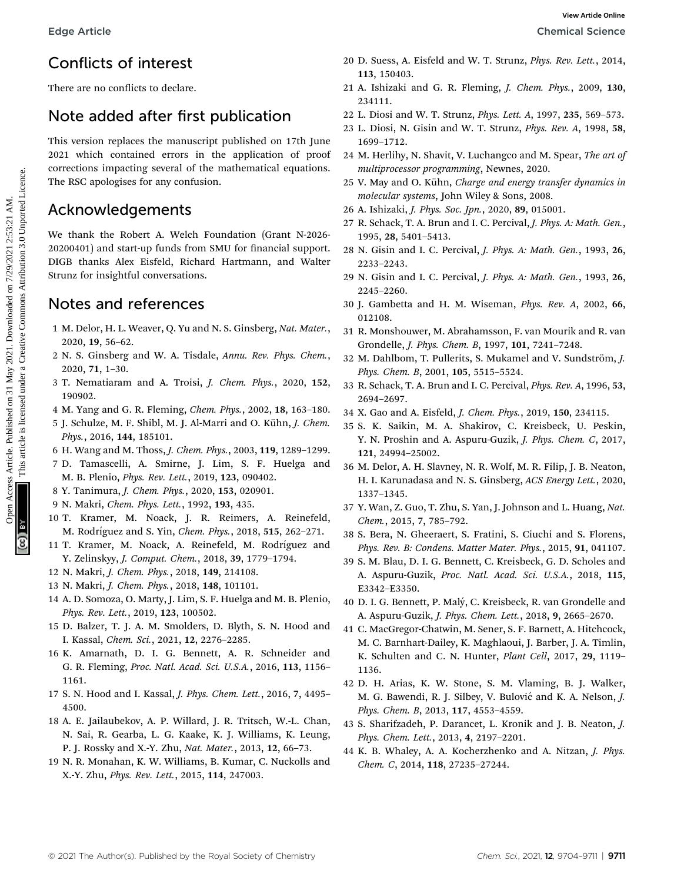## Conflicts of interest

There are no conflicts to declare.

## Note added after first publication

This version replaces the manuscript published on 17th June 2021 which contained errors in the application of proof corrections impacting several of the mathematical equations. The RSC apologises for any confusion.

## Acknowledgements

We thank the Robert A. Welch Foundation (Grant N-2026-20200401) and start-up funds from SMU for financial support. DIGB thanks Alex Eisfeld, Richard Hartmann, and Walter Strunz for insightful conversations.

## Notes and references

1. M. Delor, H. L. Weaver, Q. Yu and N. S. Ginsberg, *Nat. Mater.*, 2020, **19**, 56–62.
2. N. S. Ginsberg and W. A. Tisdale, *Annu. Rev. Phys. Chem.*, 2020, **71**, 1–30.
3. T. Nematiaram and A. Troisi, *J. Chem. Phys.*, 2020, **152**, 190902.
4. M. Yang and G. R. Fleming, *Chem. Phys.*, 2002, **18**, 163–180.
5. J. Schulze, M. F. Shibl, M. J. Al-Marri and O. Kühn, *J. Chem. Phys.*, 2016, **144**, 185101.
6. H. Wang and M. Thoss, *J. Chem. Phys.*, 2003, **119**, 1289–1299.
7. D. Tamascelli, A. Smirne, J. Lim, S. F. Huelga and M. B. Plenio, *Phys. Rev. Lett.*, 2019, **123**, 090402.
8. Y. Tanimura, *J. Chem. Phys.*, 2020, **153**, 020901.
9. N. Makri, *Chem. Phys. Lett.*, 1992, **193**, 435.
10. T. Kramer, M. Noack, J. R. Reimers, A. Reinefeld, M. Rodríguez and S. Yin, *Chem. Phys.*, 2018, **515**, 262–271.
11. T. Kramer, M. Noack, A. Reinefeld, M. Rodríguez and Y. Zelinskyy, *J. Comput. Chem.*, 2018, **39**, 1779–1794.
12. N. Makri, *J. Chem. Phys.*, 2018, **149**, 214108.
13. N. Makri, *J. Chem. Phys.*, 2018, **148**, 101101.
14. A. D. Somoza, O. Marty, J. Lim, S. F. Huelga and M. B. Plenio, *Phys. Rev. Lett.*, 2019, **123**, 100502.
15. D. Balzer, T. J. A. M. Smolders, D. Blyth, S. N. Hood and I. Kassal, *Chem. Sci.*, 2021, **12**, 2276–2285.
16. K. Amarnath, D. I. G. Bennett, A. R. Schneider and G. R. Fleming, *Proc. Natl. Acad. Sci. U.S.A.*, 2016, **113**, 1156–1161.
17. S. N. Hood and I. Kassal, *J. Phys. Chem. Lett.*, 2016, **7**, 4495–4500.
18. A. E. Jailaubekov, A. P. Willard, J. R. Tritsch, W.-L. Chan, N. Sai, R. Gearba, L. G. Kaake, K. J. Williams, K. Leung, P. J. Rossky and X.-Y. Zhu, *Nat. Mater.*, 2013, **12**, 66–73.
19. N. R. Monahan, K. W. Williams, B. Kumar, C. Nuckolls and X.-Y. Zhu, *Phys. Rev. Lett.*, 2015, **114**, 247003.
20. D. Suess, A. Eisfeld and W. T. Strunz, *Phys. Rev. Lett.*, 2014, **113**, 150403.
21. A. Ishizaki and G. R. Fleming, *J. Chem. Phys.*, 2009, **130**, 234111.
22. L. Diosi and W. T. Strunz, *Phys. Lett. A*, 1997, **235**, 569–573.
23. L. Diosi, N. Gisin and W. T. Strunz, *Phys. Rev. A*, 1998, **58**, 1699–1712.
24. M. Herlihy, N. Shavit, V. Luchangco and M. Spear, *The art of multiprocessor programming*, Newnes, 2020.
25. V. May and O. Kühn, *Charge and energy transfer dynamics in molecular systems*, John Wiley & Sons, 2008.
26. A. Ishizaki, *J. Phys. Soc. Jpn.*, 2020, **89**, 015001.
27. R. Schack, T. A. Brun and I. C. Percival, *J. Phys. A: Math. Gen.*, 1995, **28**, 5401–5413.
28. N. Gisin and I. C. Percival, *J. Phys. A: Math. Gen.*, 1993, **26**, 2233–2243.
29. N. Gisin and I. C. Percival, *J. Phys. A: Math. Gen.*, 1993, **26**, 2245–2260.
30. J. Gambetta and H. M. Wiseman, *Phys. Rev. A*, 2002, **66**, 012108.
31. R. Monshouwer, M. Abrahamsson, F. van Mourik and R. van Grondelle, *J. Phys. Chem. B*, 1997, **101**, 7241–7248.
32. M. Dahlbom, T. Pullerits, S. Mukamel and V. Sundström, *J. Phys. Chem. B*, 2001, **105**, 5515–5524.
33. R. Schack, T. A. Brun and I. C. Percival, *Phys. Rev. A*, 1996, **53**, 2694–2697.
34. X. Gao and A. Eisfeld, *J. Chem. Phys.*, 2019, **150**, 234115.
35. S. K. Saikin, M. A. Shakirov, C. Kreisbeck, U. Peskin, Y. N. Proshin and A. Aspuru-Guzik, *J. Phys. Chem. C*, 2017, **121**, 24994–25002.
36. M. Delor, A. H. Slavney, N. R. Wolf, M. R. Filip, J. B. Neaton, H. I. Karunadasa and N. S. Ginsberg, *ACS Energy Lett.*, 2020, 1337–1345.
37. Y. Wan, Z. Guo, T. Zhu, S. Yan, J. Johnson and L. Huang, *Nat. Chem.*, 2015, **7**, 785–792.
38. S. Bera, N. Gheeraert, S. Fratini, S. Ciuchi and S. Florens, *Phys. Rev. B: Condens. Matter Mater. Phys.*, 2015, **91**, 041107.
39. S. M. Blau, D. I. G. Bennett, C. Kreisbeck, G. D. Scholes and A. Aspuru-Guzik, *Proc. Natl. Acad. Sci. U.S.A.*, 2018, **115**, E3342–E3350.
40. D. I. G. Bennett, P. Malý, C. Kreisbeck, R. van Grondelle and A. Aspuru-Guzik, *J. Phys. Chem. Lett.*, 2018, **9**, 2665–2670.
41. C. MacGregor-Chatwin, M. Sener, S. F. Barnett, A. Hitchcock, M. C. Barnhart-Dailey, K. Maghlaoui, J. Barber, J. A. Timlin, K. Schulten and C. N. Hunter, *Plant Cell*, 2017, **29**, 1119–1136.
42. D. H. Arias, K. W. Stone, S. M. Vlaming, B. J. Walker, M. G. Bawendi, R. J. Silbey, V. Bulović and K. A. Nelson, *J. Phys. Chem. B*, 2013, **117**, 4553–4559.
43. S. Sharifzadeh, P. Darancet, L. Kronik and J. B. Neaton, *J. Phys. Chem. Lett.*, 2013, **4**, 2197–2201.
44. K. B. Whaley, A. A. Kocherzhenko and A. Nitzan, *J. Phys. Chem. C*, 2014, **118**, 27235–27244.